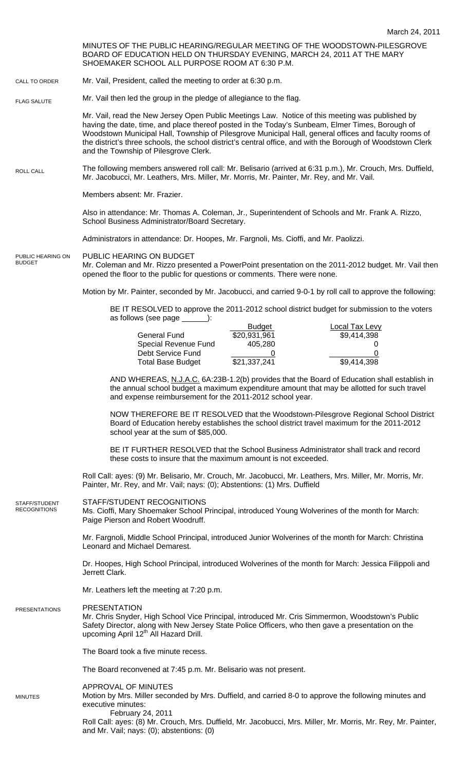March 24, 2011

MINUTES OF THE PUBLIC HEARING/REGULAR MEETING OF THE WOODSTOWN-PILESGROVE BOARD OF EDUCATION HELD ON THURSDAY EVENING, MARCH 24, 2011 AT THE MARY SHOEMAKER SCHOOL ALL PURPOSE ROOM AT 6:30 P.M.

CALL TO ORDER

Mr. Vail, President, called the meeting to order at 6:30 p.m.

FLAG SALUTE

Mr. Vail then led the group in the pledge of allegiance to the flag.

Mr. Vail, read the New Jersey Open Public Meetings Law. Notice of this meeting was published by having the date, time, and place thereof posted in the Today's Sunbeam, Elmer Times, Borough of Woodstown Municipal Hall, Township of Pilesgrove Municipal Hall, general offices and faculty rooms of the district's three schools, the school district's central office, and with the Borough of Woodstown Clerk and the Township of Pilesgrove Clerk.

ROLL CALL

The following members answered roll call: Mr. Belisario (arrived at 6:31 p.m.), Mr. Crouch, Mrs. Duffield, Mr. Jacobucci, Mr. Leathers, Mrs. Miller, Mr. Morris, Mr. Painter, Mr. Rey, and Mr. Vail.

Members absent: Mr. Frazier.

Also in attendance: Mr. Thomas A. Coleman, Jr., Superintendent of Schools and Mr. Frank A. Rizzo, School Business Administrator/Board Secretary.

Administrators in attendance: Dr. Hoopes, Mr. Fargnoli, Ms. Cioffi, and Mr. Paolizzi.

PUBLIC HEARING ON BUDGET

PUBLIC HEARING ON BUDGET
Mr. Coleman and Mr. Rizzo presented a PowerPoint presentation on the 2011-2012 budget. Mr. Vail then opened the floor to the public for questions or comments. There were none.

Motion by Mr. Painter, seconded by Mr. Jacobucci, and carried 9-0-1 by roll call to approve the following:

BE IT RESOLVED to approve the 2011-2012 school district budget for submission to the voters as follows (see page ______):

| | Budget | Local Tax Levy |
|---|---|---|
| General Fund | $20,931,961 | $9,414,398 |
| Special Revenue Fund | 405,280 | 0 |
| Debt Service Fund | 0 | 0 |
| Total Base Budget | $21,337,241 | $9,414,398 |

AND WHEREAS, N.J.A.C. 6A:23B-1.2(b) provides that the Board of Education shall establish in the annual school budget a maximum expenditure amount that may be allotted for such travel and expense reimbursement for the 2011-2012 school year.

NOW THEREFORE BE IT RESOLVED that the Woodstown-Pilesgrove Regional School District Board of Education hereby establishes the school district travel maximum for the 2011-2012 school year at the sum of $85,000.

BE IT FURTHER RESOLVED that the School Business Administrator shall track and record these costs to insure that the maximum amount is not exceeded.

Roll Call: ayes: (9) Mr. Belisario, Mr. Crouch, Mr. Jacobucci, Mr. Leathers, Mrs. Miller, Mr. Morris, Mr. Painter, Mr. Rey, and Mr. Vail; nays: (0); Abstentions: (1) Mrs. Duffield

STAFF/STUDENT RECOGNITIONS

STAFF/STUDENT RECOGNITIONS
Ms. Cioffi, Mary Shoemaker School Principal, introduced Young Wolverines of the month for March: Paige Pierson and Robert Woodruff.

Mr. Fargnoli, Middle School Principal, introduced Junior Wolverines of the month for March: Christina Leonard and Michael Demarest.

Dr. Hoopes, High School Principal, introduced Wolverines of the month for March: Jessica Filippoli and Jerrett Clark.

Mr. Leathers left the meeting at 7:20 p.m.

PRESENTATIONS

PRESENTATION
Mr. Chris Snyder, High School Vice Principal, introduced Mr. Cris Simmermon, Woodstown's Public Safety Director, along with New Jersey State Police Officers, who then gave a presentation on the upcoming April 12th All Hazard Drill.

The Board took a five minute recess.

The Board reconvened at 7:45 p.m. Mr. Belisario was not present.

MINUTES

APPROVAL OF MINUTES
Motion by Mrs. Miller seconded by Mrs. Duffield, and carried 8-0 to approve the following minutes and executive minutes:

February 24, 2011

Roll Call: ayes: (8) Mr. Crouch, Mrs. Duffield, Mr. Jacobucci, Mrs. Miller, Mr. Morris, Mr. Rey, Mr. Painter, and Mr. Vail; nays: (0); abstentions: (0)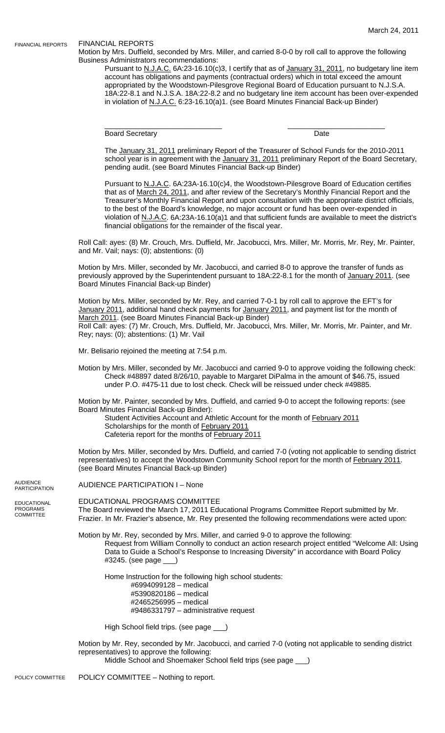## FINANCIAL REPORTS

Motion by Mrs. Duffield, seconded by Mrs. Miller, and carried 8-0-0 by roll call to approve the following Business Administrators recommendations:

Pursuant to N.J.A.C. 6A:23-16.10(c)3, I certify that as of January 31, 2011, no budgetary line item account has obligations and payments (contractual orders) which in total exceed the amount appropriated by the Woodstown-Pilesgrove Regional Board of Education pursuant to N.J.S.A. 18A:22-8.1 and N.J.S.A. 18A:22-8.2 and no budgetary line item account has been over-expended in violation of N.J.A.C. 6:23-16.10(a)1. (see Board Minutes Financial Back-up Binder)

\_\_\_\_\_\_\_\_\_\_\_\_\_\_\_\_\_\_\_\_\_\_\_\_\_\_\_\_\_\_ \_\_\_\_\_\_\_\_\_\_\_\_\_\_\_\_\_\_\_\_\_\_\_\_\_\_
Board Secretary Date

The January 31, 2011 preliminary Report of the Treasurer of School Funds for the 2010-2011 school year is in agreement with the January 31, 2011 preliminary Report of the Board Secretary, pending audit. (see Board Minutes Financial Back-up Binder)

Pursuant to N.J.A.C. 6A:23A-16.10(c)4, the Woodstown-Pilesgrove Board of Education certifies that as of March 24, 2011, and after review of the Secretary's Monthly Financial Report and the Treasurer's Monthly Financial Report and upon consultation with the appropriate district officials, to the best of the Board's knowledge, no major account or fund has been over-expended in violation of N.J.A.C. 6A:23A-16.10(a)1 and that sufficient funds are available to meet the district's financial obligations for the remainder of the fiscal year.

Roll Call: ayes: (8) Mr. Crouch, Mrs. Duffield, Mr. Jacobucci, Mrs. Miller, Mr. Morris, Mr. Rey, Mr. Painter, and Mr. Vail; nays: (0); abstentions: (0)

Motion by Mrs. Miller, seconded by Mr. Jacobucci, and carried 8-0 to approve the transfer of funds as previously approved by the Superintendent pursuant to 18A:22-8.1 for the month of January 2011. (see Board Minutes Financial Back-up Binder)

Motion by Mrs. Miller, seconded by Mr. Rey, and carried 7-0-1 by roll call to approve the EFT's for January 2011, additional hand check payments for January 2011, and payment list for the month of March 2011. (see Board Minutes Financial Back-up Binder)
Roll Call: ayes: (7) Mr. Crouch, Mrs. Duffield, Mr. Jacobucci, Mrs. Miller, Mr. Morris, Mr. Painter, and Mr. Rey; nays: (0); abstentions: (1) Mr. Vail

Mr. Belisario rejoined the meeting at 7:54 p.m.

Motion by Mrs. Miller, seconded by Mr. Jacobucci and carried 9-0 to approve voiding the following check:
Check #48897 dated 8/26/10, payable to Margaret DiPalma in the amount of $46.75, issued under P.O. #475-11 due to lost check. Check will be reissued under check #49885.

Motion by Mr. Painter, seconded by Mrs. Duffield, and carried 9-0 to accept the following reports: (see Board Minutes Financial Back-up Binder):
Student Activities Account and Athletic Account for the month of February 2011
Scholarships for the month of February 2011
Cafeteria report for the months of February 2011

Motion by Mrs. Miller, seconded by Mrs. Duffield, and carried 7-0 (voting not applicable to sending district representatives) to accept the Woodstown Community School report for the month of February 2011. (see Board Minutes Financial Back-up Binder)

## AUDIENCE PARTICIPATION I – None

## EDUCATIONAL PROGRAMS COMMITTEE

The Board reviewed the March 17, 2011 Educational Programs Committee Report submitted by Mr. Frazier. In Mr. Frazier's absence, Mr. Rey presented the following recommendations were acted upon:

Motion by Mr. Rey, seconded by Mrs. Miller, and carried 9-0 to approve the following:
Request from William Connolly to conduct an action research project entitled "Welcome All: Using Data to Guide a School's Response to Increasing Diversity" in accordance with Board Policy #3245. (see page \_\_\_)

Home Instruction for the following high school students:
- #6994099128 – medical
- #5390820186 – medical
- #2465256995 – medical
- #9486331797 – administrative request

High School field trips. (see page \_\_\_)

Motion by Mr. Rey, seconded by Mr. Jacobucci, and carried 7-0 (voting not applicable to sending district representatives) to approve the following:
Middle School and Shoemaker School field trips (see page \_\_\_)

## POLICY COMMITTEE – Nothing to report.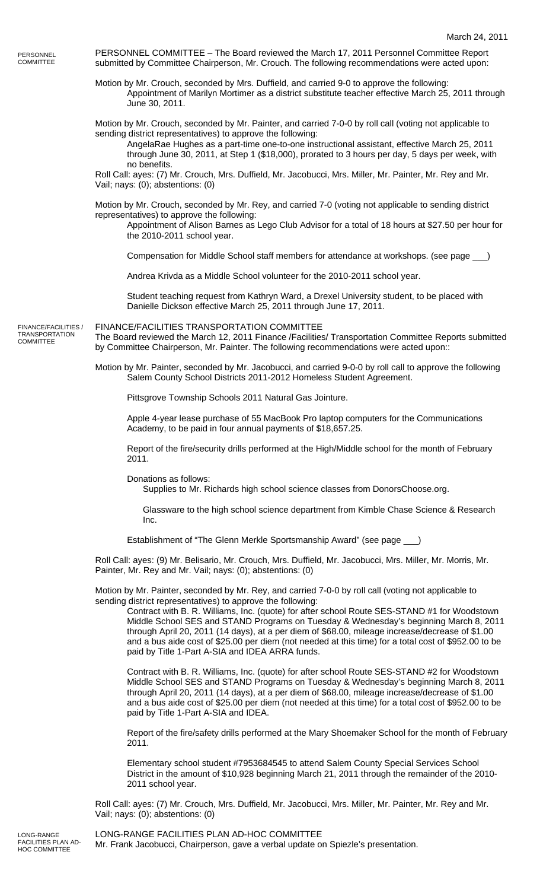March 24, 2011

**PERSONNEL COMMITTEE**

PERSONNEL COMMITTEE – The Board reviewed the March 17, 2011 Personnel Committee Report submitted by Committee Chairperson, Mr. Crouch. The following recommendations were acted upon:

Motion by Mr. Crouch, seconded by Mrs. Duffield, and carried 9-0 to approve the following:

Appointment of Marilyn Mortimer as a district substitute teacher effective March 25, 2011 through June 30, 2011.

Motion by Mr. Crouch, seconded by Mr. Painter, and carried 7-0-0 by roll call (voting not applicable to sending district representatives) to approve the following:

AngelaRae Hughes as a part-time one-to-one instructional assistant, effective March 25, 2011 through June 30, 2011, at Step 1 ($18,000), prorated to 3 hours per day, 5 days per week, with no benefits.

Roll Call: ayes: (7) Mr. Crouch, Mrs. Duffield, Mr. Jacobucci, Mrs. Miller, Mr. Painter, Mr. Rey and Mr. Vail; nays: (0); abstentions: (0)

Motion by Mr. Crouch, seconded by Mr. Rey, and carried 7-0 (voting not applicable to sending district representatives) to approve the following:

Appointment of Alison Barnes as Lego Club Advisor for a total of 18 hours at $27.50 per hour for the 2010-2011 school year.

Compensation for Middle School staff members for attendance at workshops. (see page ___)

Andrea Krivda as a Middle School volunteer for the 2010-2011 school year.

Student teaching request from Kathryn Ward, a Drexel University student, to be placed with Danielle Dickson effective March 25, 2011 through June 17, 2011.

**FINANCE/FACILITIES / TRANSPORTATION COMMITTEE**

FINANCE/FACILITIES TRANSPORTATION COMMITTEE

The Board reviewed the March 12, 2011 Finance /Facilities/ Transportation Committee Reports submitted by Committee Chairperson, Mr. Painter. The following recommendations were acted upon::

Motion by Mr. Painter, seconded by Mr. Jacobucci, and carried 9-0-0 by roll call to approve the following

Salem County School Districts 2011-2012 Homeless Student Agreement.

Pittsgrove Township Schools 2011 Natural Gas Jointure.

Apple 4-year lease purchase of 55 MacBook Pro laptop computers for the Communications Academy, to be paid in four annual payments of $18,657.25.

Report of the fire/security drills performed at the High/Middle school for the month of February 2011.

Donations as follows:

Supplies to Mr. Richards high school science classes from DonorsChoose.org.

Glassware to the high school science department from Kimble Chase Science & Research Inc.

Establishment of "The Glenn Merkle Sportsmanship Award" (see page ___)

Roll Call: ayes: (9) Mr. Belisario, Mr. Crouch, Mrs. Duffield, Mr. Jacobucci, Mrs. Miller, Mr. Morris, Mr. Painter, Mr. Rey and Mr. Vail; nays: (0); abstentions: (0)

Motion by Mr. Painter, seconded by Mr. Rey, and carried 7-0-0 by roll call (voting not applicable to sending district representatives) to approve the following:

Contract with B. R. Williams, Inc. (quote) for after school Route SES-STAND #1 for Woodstown Middle School SES and STAND Programs on Tuesday & Wednesday's beginning March 8, 2011 through April 20, 2011 (14 days), at a per diem of $68.00, mileage increase/decrease of $1.00 and a bus aide cost of $25.00 per diem (not needed at this time) for a total cost of $952.00 to be paid by Title 1-Part A-SIA and IDEA ARRA funds.

Contract with B. R. Williams, Inc. (quote) for after school Route SES-STAND #2 for Woodstown Middle School SES and STAND Programs on Tuesday & Wednesday's beginning March 8, 2011 through April 20, 2011 (14 days), at a per diem of $68.00, mileage increase/decrease of $1.00 and a bus aide cost of $25.00 per diem (not needed at this time) for a total cost of $952.00 to be paid by Title 1-Part A-SIA and IDEA.

Report of the fire/safety drills performed at the Mary Shoemaker School for the month of February 2011.

Elementary school student #7953684545 to attend Salem County Special Services School District in the amount of $10,928 beginning March 21, 2011 through the remainder of the 2010-2011 school year.

Roll Call: ayes: (7) Mr. Crouch, Mrs. Duffield, Mr. Jacobucci, Mrs. Miller, Mr. Painter, Mr. Rey and Mr. Vail; nays: (0); abstentions: (0)

**LONG-RANGE FACILITIES PLAN AD-HOC COMMITTEE**

LONG-RANGE FACILITIES PLAN AD-HOC COMMITTEE

Mr. Frank Jacobucci, Chairperson, gave a verbal update on Spiezle's presentation.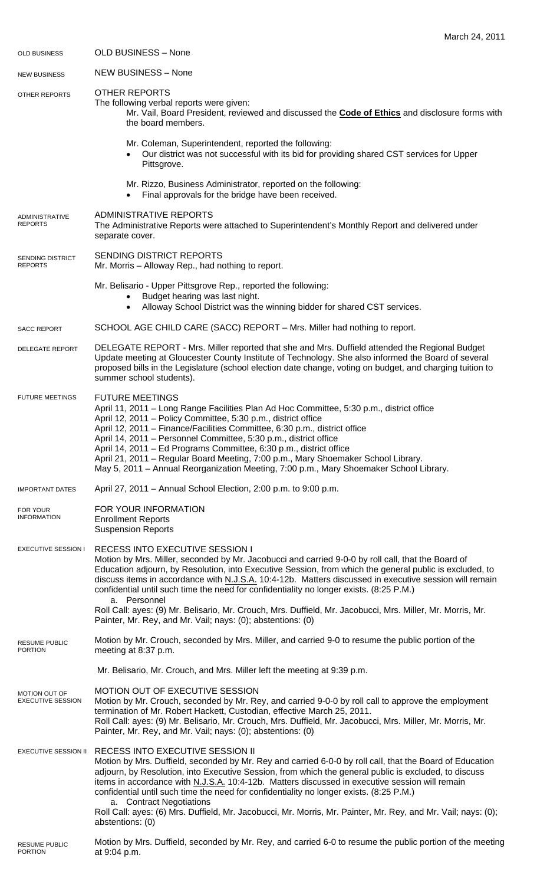OLD BUSINESS – None

NEW BUSINESS – None

## OTHER REPORTS

The following verbal reports were given:

Mr. Vail, Board President, reviewed and discussed the **Code of Ethics** and disclosure forms with the board members.

Mr. Coleman, Superintendent, reported the following:

- Our district was not successful with its bid for providing shared CST services for Upper Pittsgrove.

Mr. Rizzo, Business Administrator, reported on the following:

- Final approvals for the bridge have been received.

## ADMINISTRATIVE REPORTS

The Administrative Reports were attached to Superintendent's Monthly Report and delivered under separate cover.

## SENDING DISTRICT REPORTS

Mr. Morris – Alloway Rep., had nothing to report.

Mr. Belisario - Upper Pittsgrove Rep., reported the following:

- Budget hearing was last night.
- Alloway School District was the winning bidder for shared CST services.

SCHOOL AGE CHILD CARE (SACC) REPORT – Mrs. Miller had nothing to report.

DELEGATE REPORT - Mrs. Miller reported that she and Mrs. Duffield attended the Regional Budget Update meeting at Gloucester County Institute of Technology. She also informed the Board of several proposed bills in the Legislature (school election date change, voting on budget, and charging tuition to summer school students).

## FUTURE MEETINGS

April 11, 2011 – Long Range Facilities Plan Ad Hoc Committee, 5:30 p.m., district office
April 12, 2011 – Policy Committee, 5:30 p.m., district office
April 12, 2011 – Finance/Facilities Committee, 6:30 p.m., district office
April 14, 2011 – Personnel Committee, 5:30 p.m., district office
April 14, 2011 – Ed Programs Committee, 6:30 p.m., district office
April 21, 2011 – Regular Board Meeting, 7:00 p.m., Mary Shoemaker School Library.
May 5, 2011 – Annual Reorganization Meeting, 7:00 p.m., Mary Shoemaker School Library.

## IMPORTANT DATES

April 27, 2011 – Annual School Election, 2:00 p.m. to 9:00 p.m.

## FOR YOUR INFORMATION

Enrollment Reports
Suspension Reports

## RECESS INTO EXECUTIVE SESSION I

Motion by Mrs. Miller, seconded by Mr. Jacobucci and carried 9-0-0 by roll call, that the Board of Education adjourn, by Resolution, into Executive Session, from which the general public is excluded, to discuss items in accordance with N.J.S.A. 10:4-12b. Matters discussed in executive session will remain confidential until such time the need for confidentiality no longer exists. (8:25 P.M.)

a. Personnel

Roll Call: ayes: (9) Mr. Belisario, Mr. Crouch, Mrs. Duffield, Mr. Jacobucci, Mrs. Miller, Mr. Morris, Mr. Painter, Mr. Rey, and Mr. Vail; nays: (0); abstentions: (0)

## RESUME PUBLIC PORTION

Motion by Mr. Crouch, seconded by Mrs. Miller, and carried 9-0 to resume the public portion of the meeting at 8:37 p.m.

Mr. Belisario, Mr. Crouch, and Mrs. Miller left the meeting at 9:39 p.m.

## MOTION OUT OF EXECUTIVE SESSION

Motion by Mr. Crouch, seconded by Mr. Rey, and carried 9-0-0 by roll call to approve the employment termination of Mr. Robert Hackett, Custodian, effective March 25, 2011.

Roll Call: ayes: (9) Mr. Belisario, Mr. Crouch, Mrs. Duffield, Mr. Jacobucci, Mrs. Miller, Mr. Morris, Mr. Painter, Mr. Rey, and Mr. Vail; nays: (0); abstentions: (0)

## RECESS INTO EXECUTIVE SESSION II

Motion by Mrs. Duffield, seconded by Mr. Rey and carried 6-0-0 by roll call, that the Board of Education adjourn, by Resolution, into Executive Session, from which the general public is excluded, to discuss items in accordance with N.J.S.A. 10:4-12b. Matters discussed in executive session will remain confidential until such time the need for confidentiality no longer exists. (8:25 P.M.)

a. Contract Negotiations

Roll Call: ayes: (6) Mrs. Duffield, Mr. Jacobucci, Mr. Morris, Mr. Painter, Mr. Rey, and Mr. Vail; nays: (0); abstentions: (0)

## RESUME PUBLIC PORTION

Motion by Mrs. Duffield, seconded by Mr. Rey, and carried 6-0 to resume the public portion of the meeting at 9:04 p.m.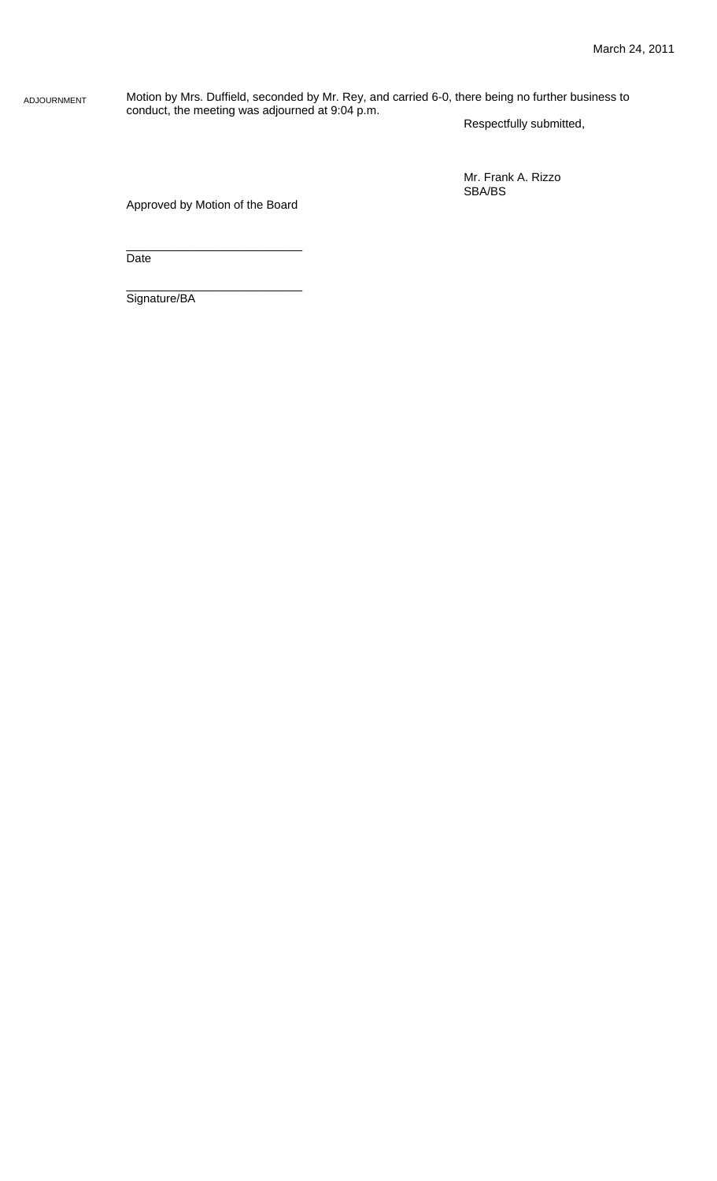ADJOURNMENT

Motion by Mrs. Duffield, seconded by Mr. Rey, and carried 6-0, there being no further business to conduct, the meeting was adjourned at 9:04 p.m.

Respectfully submitted,

Mr. Frank A. Rizzo
SBA/BS

Approved by Motion of the Board

\_\_\_\_\_\_\_\_\_\_\_\_\_\_\_\_\_\_\_\_\_\_\_\_\_\_
Date

\_\_\_\_\_\_\_\_\_\_\_\_\_\_\_\_\_\_\_\_\_\_\_\_\_\_
Signature/BA